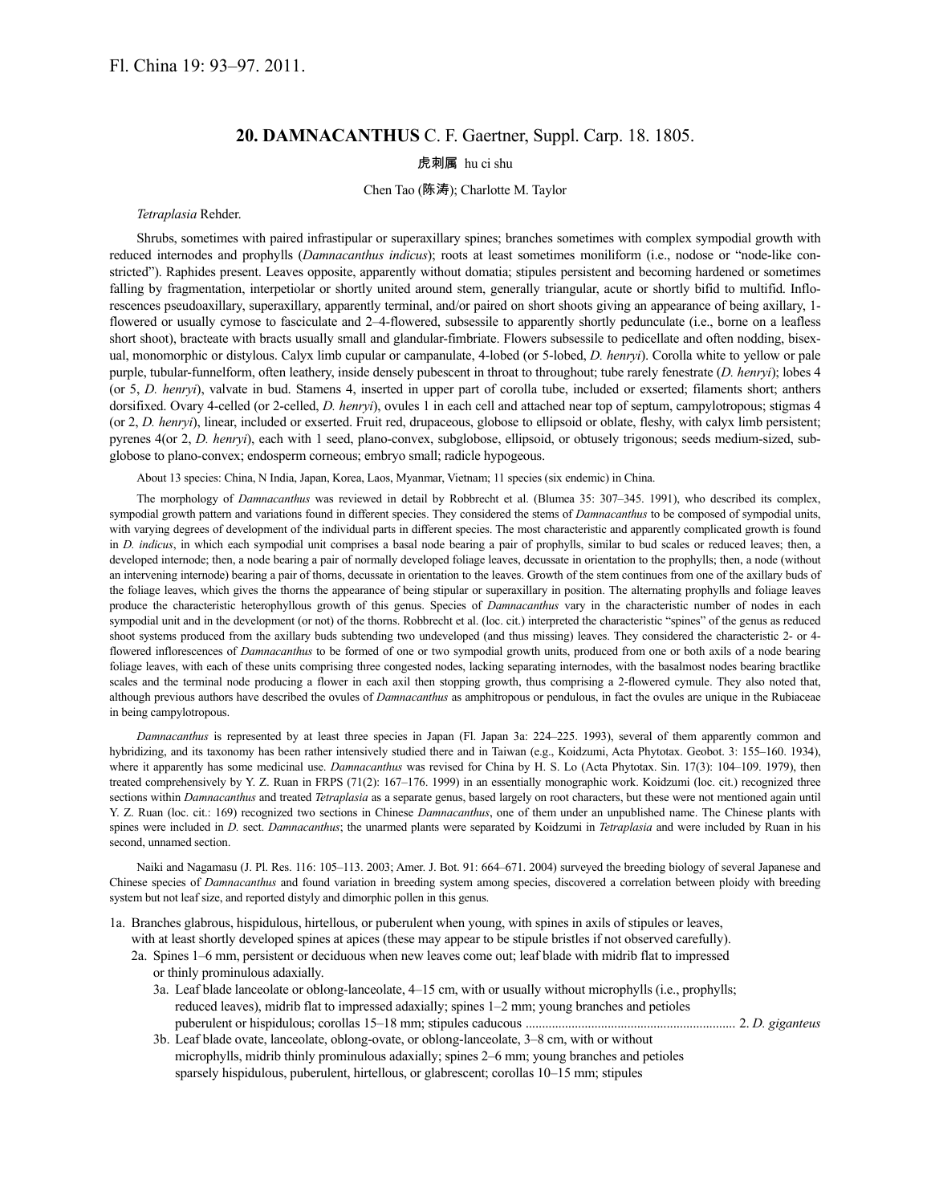Fl. China 19: 93–97. 2011.

## 20. DAMNACANTHUS C. F. Gaertner, Suppl. Carp. 18. 1805.

虎刺属 hu ci shu

Chen Tao (陈涛); Charlotte M. Taylor

*Tetraplasia* Rehder.

Shrubs, sometimes with paired infrastipular or superaxillary spines; branches sometimes with complex sympodial growth with reduced internodes and prophylls (*Damnacanthus indicus*); roots at least sometimes moniliform (i.e., nodose or "node-like constricted"). Raphides present. Leaves opposite, apparently without domatia; stipules persistent and becoming hardened or sometimes falling by fragmentation, interpetiolar or shortly united around stem, generally triangular, acute or shortly bifid to multifid. Inflorescences pseudoaxillary, superaxillary, apparently terminal, and/or paired on short shoots giving an appearance of being axillary, 1-flowered or usually cymose to fasciculate and 2–4-flowered, subsessile to apparently shortly pedunculate (i.e., borne on a leafless short shoot), bracteate with bracts usually small and glandular-fimbriate. Flowers subsessile to pedicellate and often nodding, bisexual, monomorphic or distylous. Calyx limb cupular or campanulate, 4-lobed (or 5-lobed, *D. henryi*). Corolla white to yellow or pale purple, tubular-funnelform, often leathery, inside densely pubescent in throat to throughout; tube rarely fenestrate (*D. henryi*); lobes 4 (or 5, *D. henryi*), valvate in bud. Stamens 4, inserted in upper part of corolla tube, included or exserted; filaments short; anthers dorsifixed. Ovary 4-celled (or 2-celled, *D. henryi*), ovules 1 in each cell and attached near top of septum, campylotropous; stigmas 4 (or 2, *D. henryi*), linear, included or exserted. Fruit red, drupaceous, globose to ellipsoid or oblate, fleshy, with calyx limb persistent; pyrenes 4(or 2, *D. henryi*), each with 1 seed, plano-convex, subglobose, ellipsoid, or obtusely trigonous; seeds medium-sized, subglobose to plano-convex; endosperm corneous; embryo small; radicle hypogeous.

About 13 species: China, N India, Japan, Korea, Laos, Myanmar, Vietnam; 11 species (six endemic) in China.

The morphology of *Damnacanthus* was reviewed in detail by Robbrecht et al. (Blumea 35: 307–345. 1991), who described its complex, sympodial growth pattern and variations found in different species. They considered the stems of *Damnacanthus* to be composed of sympodial units, with varying degrees of development of the individual parts in different species. The most characteristic and apparently complicated growth is found in *D. indicus*, in which each sympodial unit comprises a basal node bearing a pair of prophylls, similar to bud scales or reduced leaves; then, a developed internode; then, a node bearing a pair of normally developed foliage leaves, decussate in orientation to the prophylls; then, a node (without an intervening internode) bearing a pair of thorns, decussate in orientation to the leaves. Growth of the stem continues from one of the axillary buds of the foliage leaves, which gives the thorns the appearance of being stipular or superaxillary in position. The alternating prophylls and foliage leaves produce the characteristic heterophyllous growth of this genus. Species of *Damnacanthus* vary in the characteristic number of nodes in each sympodial unit and in the development (or not) of the thorns. Robbrecht et al. (loc. cit.) interpreted the characteristic "spines" of the genus as reduced shoot systems produced from the axillary buds subtending two undeveloped (and thus missing) leaves. They considered the characteristic 2- or 4-flowered inflorescences of *Damnacanthus* to be formed of one or two sympodial growth units, produced from one or both axils of a node bearing foliage leaves, with each of these units comprising three congested nodes, lacking separating internodes, with the basalmost nodes bearing bractlike scales and the terminal node producing a flower in each axil then stopping growth, thus comprising a 2-flowered cymule. They also noted that, although previous authors have described the ovules of *Damnacanthus* as amphitropous or pendulous, in fact the ovules are unique in the Rubiaceae in being campylotropous.

*Damnacanthus* is represented by at least three species in Japan (Fl. Japan 3a: 224–225. 1993), several of them apparently common and hybridizing, and its taxonomy has been rather intensively studied there and in Taiwan (e.g., Koidzumi, Acta Phytotax. Geobot. 3: 155–160. 1934), where it apparently has some medicinal use. *Damnacanthus* was revised for China by H. S. Lo (Acta Phytotax. Sin. 17(3): 104–109. 1979), then treated comprehensively by Y. Z. Ruan in FRPS (71(2): 167–176. 1999) in an essentially monographic work. Koidzumi (loc. cit.) recognized three sections within *Damnacanthus* and treated *Tetraplasia* as a separate genus, based largely on root characters, but these were not mentioned again until Y. Z. Ruan (loc. cit.: 169) recognized two sections in Chinese *Damnacanthus*, one of them under an unpublished name. The Chinese plants with spines were included in *D.* sect. *Damnacanthus*; the unarmed plants were separated by Koidzumi in *Tetraplasia* and were included by Ruan in his second, unnamed section.

Naiki and Nagamasu (J. Pl. Res. 116: 105–113. 2003; Amer. J. Bot. 91: 664–671. 2004) surveyed the breeding biology of several Japanese and Chinese species of *Damnacanthus* and found variation in breeding system among species, discovered a correlation between ploidy with breeding system but not leaf size, and reported distyly and dimorphic pollen in this genus.

1a. Branches glabrous, hispidulous, hirtellous, or puberulent when young, with spines in axils of stipules or leaves, with at least shortly developed spines at apices (these may appear to be stipule bristles if not observed carefully).

  2a. Spines 1–6 mm, persistent or deciduous when new leaves come out; leaf blade with midrib flat to impressed or thinly prominulous adaxially.

    3a. Leaf blade lanceolate or oblong-lanceolate, 4–15 cm, with or usually without microphylls (i.e., prophylls; reduced leaves), midrib flat to impressed adaxially; spines 1–2 mm; young branches and petioles puberulent or hispidulous; corollas 15–18 mm; stipules caducous ................................................................ 2. *D. giganteus*

    3b. Leaf blade ovate, lanceolate, oblong-ovate, or oblong-lanceolate, 3–8 cm, with or without microphylls, midrib thinly prominulous adaxially; spines 2–6 mm; young branches and petioles sparsely hispidulous, puberulent, hirtellous, or glabrescent; corollas 10–15 mm; stipules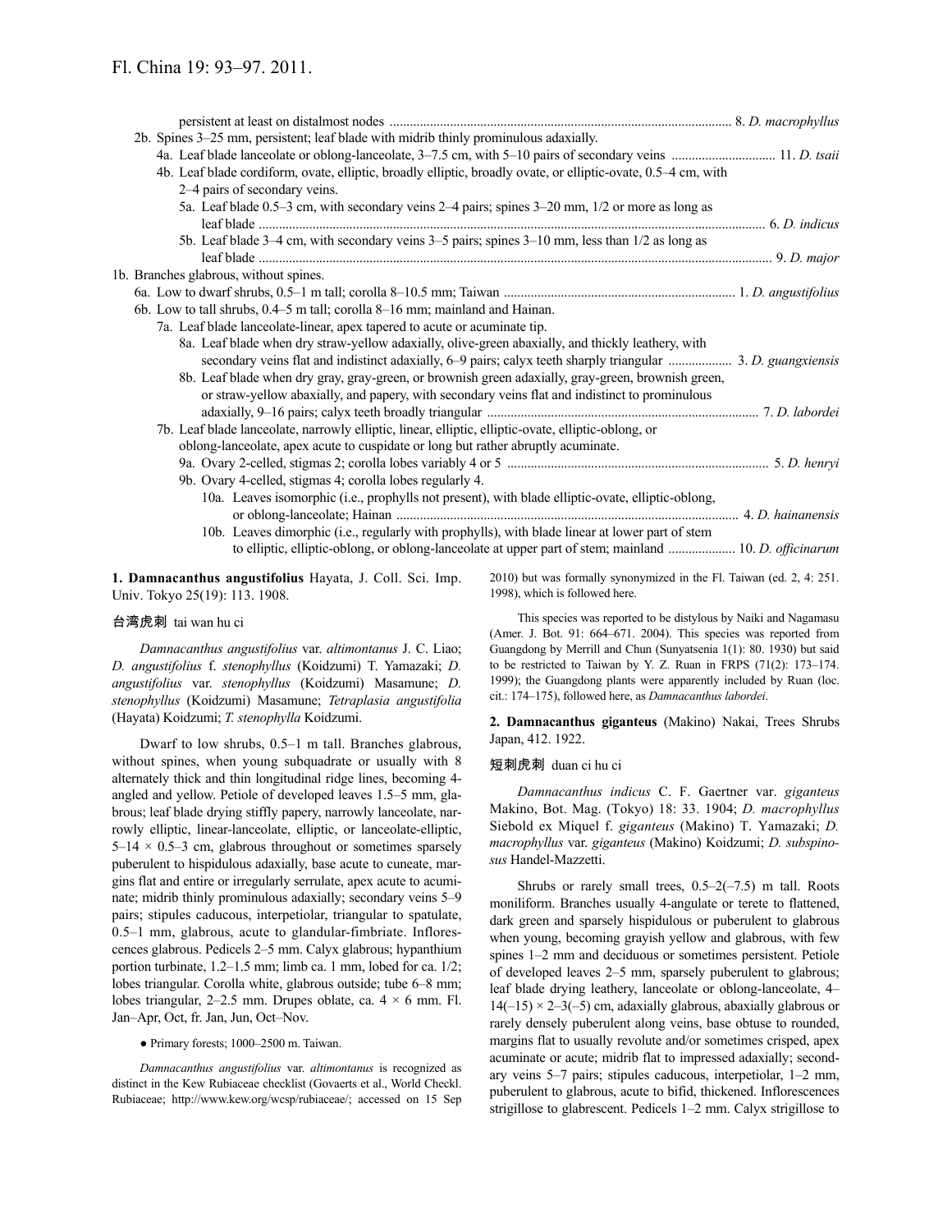persistent at least on distalmost nodes ........................................................................................................ 8. *D. macrophyllus*

2b. Spines 3–25 mm, persistent; leaf blade with midrib thinly prominulous adaxially.

4a. Leaf blade lanceolate or oblong-lanceolate, 3–7.5 cm, with 5–10 pairs of secondary veins ............................... 11. *D. tsaii*

4b. Leaf blade cordiform, ovate, elliptic, broadly elliptic, broadly ovate, or elliptic-ovate, 0.5–4 cm, with 2–4 pairs of secondary veins.

5a. Leaf blade 0.5–3 cm, with secondary veins 2–4 pairs; spines 3–20 mm, 1/2 or more as long as leaf blade ........................................................................................................................................................ 6. *D. indicus*

5b. Leaf blade 3–4 cm, with secondary veins 3–5 pairs; spines 3–10 mm, less than 1/2 as long as leaf blade ........................................................................................................................................................ 9. *D. major*

1b. Branches glabrous, without spines.

6a. Low to dwarf shrubs, 0.5–1 m tall; corolla 8–10.5 mm; Taiwan ..................................................................... 1. *D. angustifolius*

6b. Low to tall shrubs, 0.4–5 m tall; corolla 8–16 mm; mainland and Hainan.

7a. Leaf blade lanceolate-linear, apex tapered to acute or acuminate tip.

8a. Leaf blade when dry straw-yellow adaxially, olive-green abaxially, and thickly leathery, with secondary veins flat and indistinct adaxially, 6–9 pairs; calyx teeth sharply triangular ................... 3. *D. guangxiensis*

8b. Leaf blade when dry gray, gray-green, or brownish green adaxially, gray-green, brownish green, or straw-yellow abaxially, and papery, with secondary veins flat and indistinct to prominulous adaxially, 9–16 pairs; calyx teeth broadly triangular ................................................................................ 7. *D. labordei*

7b. Leaf blade lanceolate, narrowly elliptic, linear, elliptic, elliptic-ovate, elliptic-oblong, or oblong-lanceolate, apex acute to cuspidate or long but rather abruptly acuminate.

9a. Ovary 2-celled, stigmas 2; corolla lobes variably 4 or 5 ............................................................................. 5. *D. henryi*

9b. Ovary 4-celled, stigmas 4; corolla lobes regularly 4.

10a. Leaves isomorphic (i.e., prophylls not present), with blade elliptic-ovate, elliptic-oblong, or oblong-lanceolate; Hainan ..................................................................................................... 4. *D. hainanensis*

10b. Leaves dimorphic (i.e., regularly with prophylls), with blade linear at lower part of stem to elliptic, elliptic-oblong, or oblong-lanceolate at upper part of stem; mainland .................... 10. *D. officinarum*

**1. Damnacanthus angustifolius** Hayata, J. Coll. Sci. Imp. Univ. Tokyo 25(19): 113. 1908.

台湾虎刺 tai wan hu ci

*Damnacanthus angustifolius* var. *altimontanus* J. C. Liao; *D. angustifolius* f. *stenophyllus* (Koidzumi) T. Yamazaki; *D. angustifolius* var. *stenophyllus* (Koidzumi) Masamune; *D. stenophyllus* (Koidzumi) Masamune; *Tetraplasia angustifolia* (Hayata) Koidzumi; *T. stenophylla* Koidzumi.

Dwarf to low shrubs, 0.5–1 m tall. Branches glabrous, without spines, when young subquadrate or usually with 8 alternately thick and thin longitudinal ridge lines, becoming 4-angled and yellow. Petiole of developed leaves 1.5–5 mm, glabrous; leaf blade drying stiffly papery, narrowly lanceolate, narrowly elliptic, linear-lanceolate, elliptic, or lanceolate-elliptic, 5–14 × 0.5–3 cm, glabrous throughout or sometimes sparsely puberulent to hispidulous adaxially, base acute to cuneate, margins flat and entire or irregularly serrulate, apex acute to acuminate; midrib thinly prominulous adaxially; secondary veins 5–9 pairs; stipules caducous, interpetiolar, triangular to spatulate, 0.5–1 mm, glabrous, acute to glandular-fimbriate. Inflorescences glabrous. Pedicels 2–5 mm. Calyx glabrous; hypanthium portion turbinate, 1.2–1.5 mm; limb ca. 1 mm, lobed for ca. 1/2; lobes triangular. Corolla white, glabrous outside; tube 6–8 mm; lobes triangular, 2–2.5 mm. Drupes oblate, ca. 4 × 6 mm. Fl. Jan–Apr, Oct, fr. Jan, Jun, Oct–Nov.

● Primary forests; 1000–2500 m. Taiwan.

*Damnacanthus angustifolius* var. *altimontanus* is recognized as distinct in the Kew Rubiaceae checklist (Govaerts et al., World Checkl. Rubiaceae; http://www.kew.org/wcsp/rubiaceae/; accessed on 15 Sep 2010) but was formally synonymized in the Fl. Taiwan (ed. 2, 4: 251. 1998), which is followed here.

This species was reported to be distylous by Naiki and Nagamasu (Amer. J. Bot. 91: 664–671. 2004). This species was reported from Guangdong by Merrill and Chun (Sunyatsenia 1(1): 80. 1930) but said to be restricted to Taiwan by Y. Z. Ruan in FRPS (71(2): 173–174. 1999); the Guangdong plants were apparently included by Ruan (loc. cit.: 174–175), followed here, as *Damnacanthus labordei*.

**2. Damnacanthus giganteus** (Makino) Nakai, Trees Shrubs Japan, 412. 1922.

短刺虎刺 duan ci hu ci

*Damnacanthus indicus* C. F. Gaertner var. *giganteus* Makino, Bot. Mag. (Tokyo) 18: 33. 1904; *D. macrophyllus* Siebold ex Miquel f. *giganteus* (Makino) T. Yamazaki; *D. macrophyllus* var. *giganteus* (Makino) Koidzumi; *D. subspinosus* Handel-Mazzetti.

Shrubs or rarely small trees, 0.5–2(–7.5) m tall. Roots moniliform. Branches usually 4-angulate or terete to flattened, dark green and sparsely hispidulous or puberulent to glabrous when young, becoming grayish yellow and glabrous, with few spines 1–2 mm and deciduous or sometimes persistent. Petiole of developed leaves 2–5 mm, sparsely puberulent to glabrous; leaf blade drying leathery, lanceolate or oblong-lanceolate, 4–14(–15) × 2–3(–5) cm, adaxially glabrous, abaxially glabrous or rarely densely puberulent along veins, base obtuse to rounded, margins flat to usually revolute and/or sometimes crisped, apex acuminate or acute; midrib flat to impressed adaxially; secondary veins 5–7 pairs; stipules caducous, interpetiolar, 1–2 mm, puberulent to glabrous, acute to bifid, thickened. Inflorescences strigillose to glabrescent. Pedicels 1–2 mm. Calyx strigillose to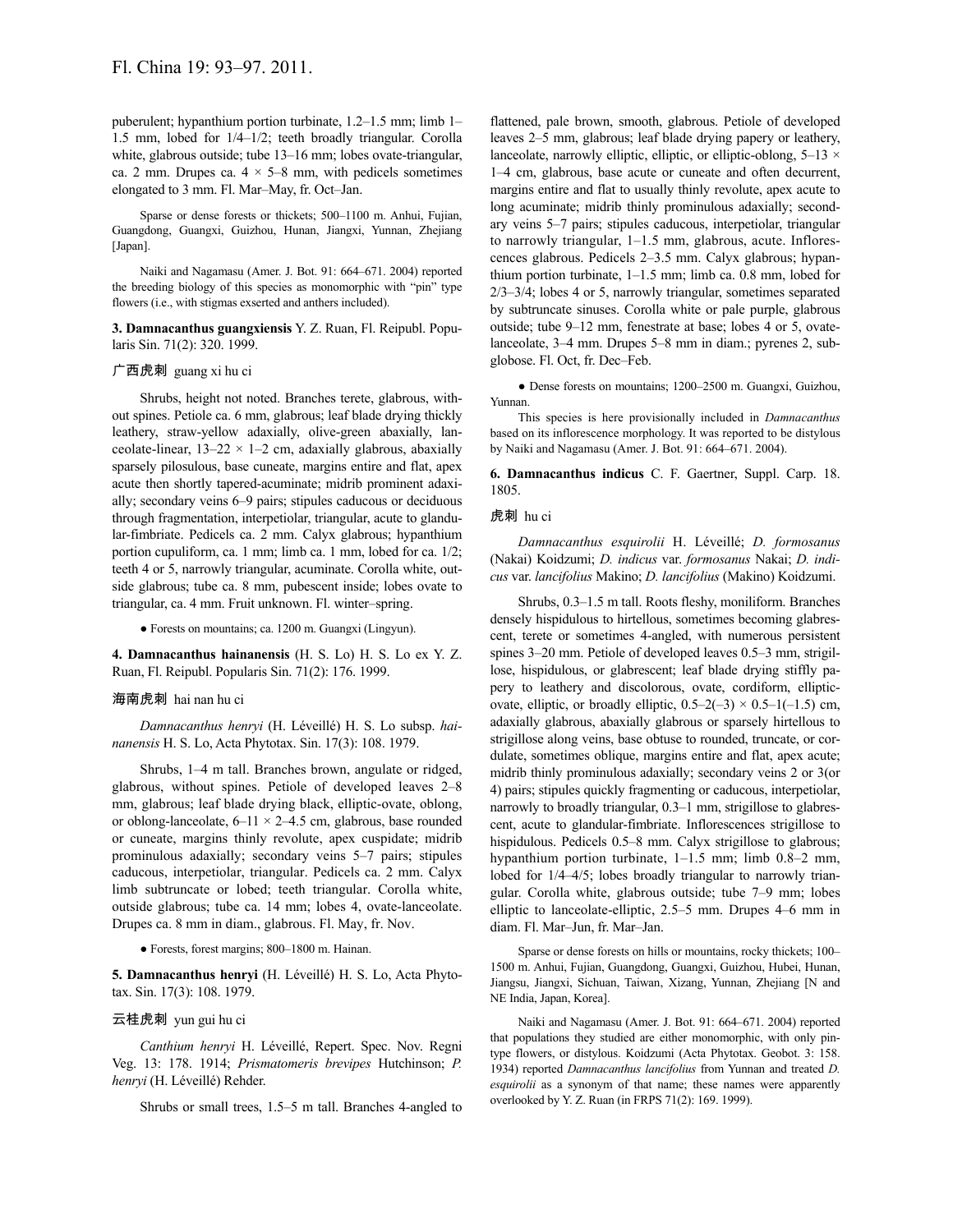puberulent; hypanthium portion turbinate, 1.2–1.5 mm; limb 1–1.5 mm, lobed for 1/4–1/2; teeth broadly triangular. Corolla white, glabrous outside; tube 13–16 mm; lobes ovate-triangular, ca. 2 mm. Drupes ca. 4 × 5–8 mm, with pedicels sometimes elongated to 3 mm. Fl. Mar–May, fr. Oct–Jan.

Sparse or dense forests or thickets; 500–1100 m. Anhui, Fujian, Guangdong, Guangxi, Guizhou, Hunan, Jiangxi, Yunnan, Zhejiang [Japan].

Naiki and Nagamasu (Amer. J. Bot. 91: 664–671. 2004) reported the breeding biology of this species as monomorphic with "pin" type flowers (i.e., with stigmas exserted and anthers included).

**3. Damnacanthus guangxiensis** Y. Z. Ruan, Fl. Reipubl. Popularis Sin. 71(2): 320. 1999.

广西虎刺 guang xi hu ci

Shrubs, height not noted. Branches terete, glabrous, without spines. Petiole ca. 6 mm, glabrous; leaf blade drying thickly leathery, straw-yellow adaxially, olive-green abaxially, lanceolate-linear, 13–22 × 1–2 cm, adaxially glabrous, abaxially sparsely pilosulous, base cuneate, margins entire and flat, apex acute then shortly tapered-acuminate; midrib prominent adaxially; secondary veins 6–9 pairs; stipules caducous or deciduous through fragmentation, interpetiolar, triangular, acute to glandular-fimbriate. Pedicels ca. 2 mm. Calyx glabrous; hypanthium portion cupuliform, ca. 1 mm; limb ca. 1 mm, lobed for ca. 1/2; teeth 4 or 5, narrowly triangular, acuminate. Corolla white, outside glabrous; tube ca. 8 mm, pubescent inside; lobes ovate to triangular, ca. 4 mm. Fruit unknown. Fl. winter–spring.

● Forests on mountains; ca. 1200 m. Guangxi (Lingyun).

**4. Damnacanthus hainanensis** (H. S. Lo) H. S. Lo ex Y. Z. Ruan, Fl. Reipubl. Popularis Sin. 71(2): 176. 1999.

海南虎刺 hai nan hu ci

*Damnacanthus henryi* (H. Léveillé) H. S. Lo subsp. *hainanensis* H. S. Lo, Acta Phytotax. Sin. 17(3): 108. 1979.

Shrubs, 1–4 m tall. Branches brown, angulate or ridged, glabrous, without spines. Petiole of developed leaves 2–8 mm, glabrous; leaf blade drying black, elliptic-ovate, oblong, or oblong-lanceolate, 6–11 × 2–4.5 cm, glabrous, base rounded or cuneate, margins thinly revolute, apex cuspidate; midrib prominulous adaxially; secondary veins 5–7 pairs; stipules caducous, interpetiolar, triangular. Pedicels ca. 2 mm. Calyx limb subtruncate or lobed; teeth triangular. Corolla white, outside glabrous; tube ca. 14 mm; lobes 4, ovate-lanceolate. Drupes ca. 8 mm in diam., glabrous. Fl. May, fr. Nov.

● Forests, forest margins; 800–1800 m. Hainan.

**5. Damnacanthus henryi** (H. Léveillé) H. S. Lo, Acta Phytotax. Sin. 17(3): 108. 1979.

云桂虎刺 yun gui hu ci

*Canthium henryi* H. Léveillé, Repert. Spec. Nov. Regni Veg. 13: 178. 1914; *Prismatomeris brevipes* Hutchinson; *P. henryi* (H. Léveillé) Rehder.

Shrubs or small trees, 1.5–5 m tall. Branches 4-angled to flattened, pale brown, smooth, glabrous. Petiole of developed leaves 2–5 mm, glabrous; leaf blade drying papery or leathery, lanceolate, narrowly elliptic, elliptic, or elliptic-oblong, 5–13 × 1–4 cm, glabrous, base acute or cuneate and often decurrent, margins entire and flat to usually thinly revolute, apex acute to long acuminate; midrib thinly prominulous adaxially; secondary veins 5–7 pairs; stipules caducous, interpetiolar, triangular to narrowly triangular, 1–1.5 mm, glabrous, acute. Inflorescences glabrous. Pedicels 2–3.5 mm. Calyx glabrous; hypanthium portion turbinate, 1–1.5 mm; limb ca. 0.8 mm, lobed for 2/3–3/4; lobes 4 or 5, narrowly triangular, sometimes separated by subtruncate sinuses. Corolla white or pale purple, glabrous outside; tube 9–12 mm, fenestrate at base; lobes 4 or 5, ovate-lanceolate, 3–4 mm. Drupes 5–8 mm in diam.; pyrenes 2, subglobose. Fl. Oct, fr. Dec–Feb.

● Dense forests on mountains; 1200–2500 m. Guangxi, Guizhou, Yunnan.

This species is here provisionally included in *Damnacanthus* based on its inflorescence morphology. It was reported to be distylous by Naiki and Nagamasu (Amer. J. Bot. 91: 664–671. 2004).

**6. Damnacanthus indicus** C. F. Gaertner, Suppl. Carp. 18. 1805.

虎刺 hu ci

*Damnacanthus esquirolii* H. Léveillé; *D. formosanus* (Nakai) Koidzumi; *D. indicus* var. *formosanus* Nakai; *D. indicus* var. *lancifolius* Makino; *D. lancifolius* (Makino) Koidzumi.

Shrubs, 0.3–1.5 m tall. Roots fleshy, moniliform. Branches densely hispidulous to hirtellous, sometimes becoming glabrescent, terete or sometimes 4-angled, with numerous persistent spines 3–20 mm. Petiole of developed leaves 0.5–3 mm, strigillose, hispidulous, or glabrescent; leaf blade drying stiffly papery to leathery and discolorous, ovate, cordiform, elliptic-ovate, elliptic, or broadly elliptic, 0.5–2(–3) × 0.5–1(–1.5) cm, adaxially glabrous, abaxially glabrous or sparsely hirtellous to strigillose along veins, base obtuse to rounded, truncate, or cordulate, sometimes oblique, margins entire and flat, apex acute; midrib thinly prominulous adaxially; secondary veins 2 or 3(or 4) pairs; stipules quickly fragmenting or caducous, interpetiolar, narrowly to broadly triangular, 0.3–1 mm, strigillose to glabrescent, acute to glandular-fimbriate. Inflorescences strigillose to hispidulous. Pedicels 0.5–8 mm. Calyx strigillose to glabrous; hypanthium portion turbinate, 1–1.5 mm; limb 0.8–2 mm, lobed for 1/4–4/5; lobes broadly triangular to narrowly triangular. Corolla white, glabrous outside; tube 7–9 mm; lobes elliptic to lanceolate-elliptic, 2.5–5 mm. Drupes 4–6 mm in diam. Fl. Mar–Jun, fr. Mar–Jan.

Sparse or dense forests on hills or mountains, rocky thickets; 100–1500 m. Anhui, Fujian, Guangdong, Guangxi, Guizhou, Hubei, Hunan, Jiangsu, Jiangxi, Sichuan, Taiwan, Xizang, Yunnan, Zhejiang [N and NE India, Japan, Korea].

Naiki and Nagamasu (Amer. J. Bot. 91: 664–671. 2004) reported that populations they studied are either monomorphic, with only pin-type flowers, or distylous. Koidzumi (Acta Phytotax. Geobot. 3: 158. 1934) reported *Damnacanthus lancifolius* from Yunnan and treated *D. esquirolii* as a synonym of that name; these names were apparently overlooked by Y. Z. Ruan (in FRPS 71(2): 169. 1999).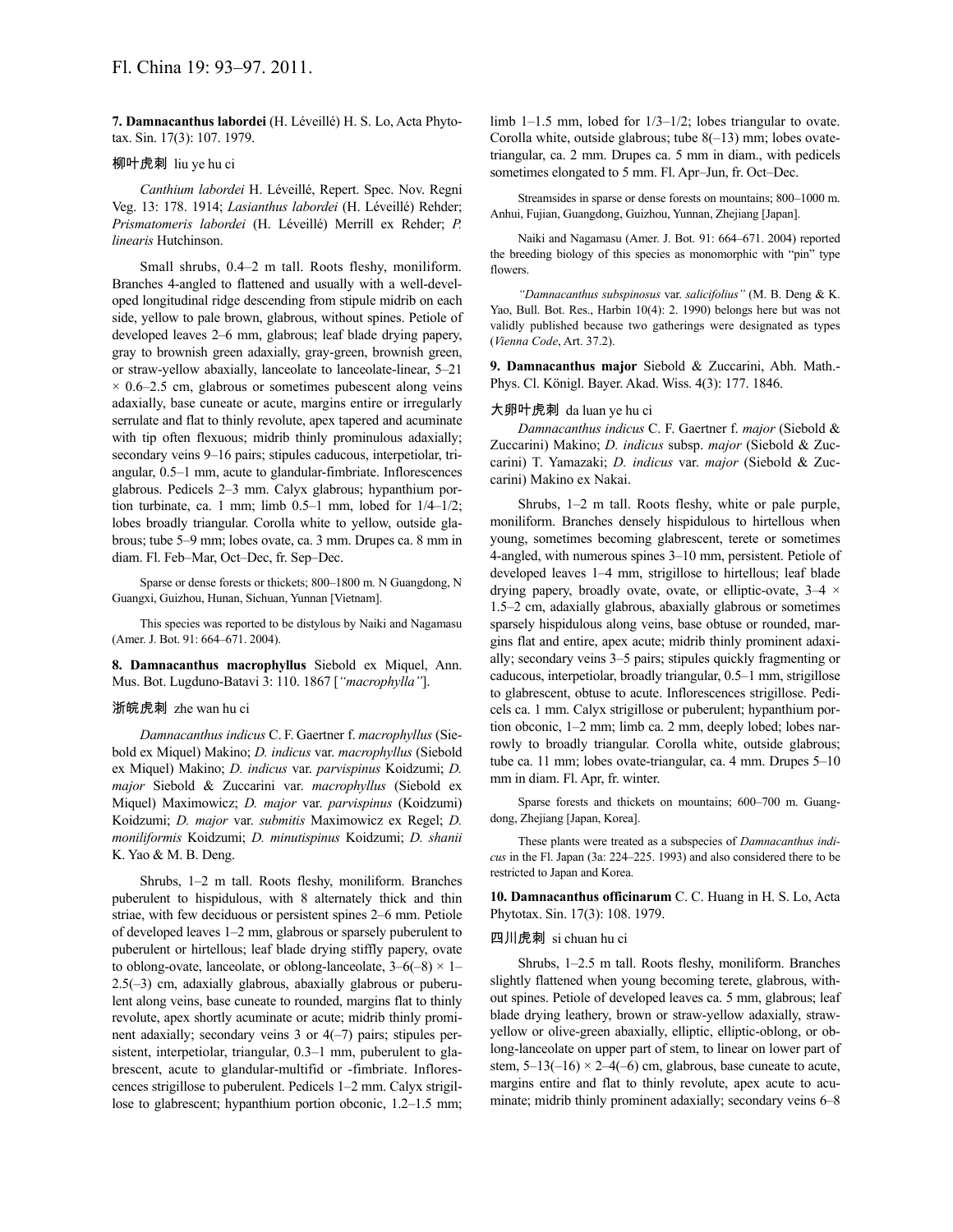**7. Damnacanthus labordei** (H. Léveillé) H. S. Lo, Acta Phytotax. Sin. 17(3): 107. 1979.

柳叶虎刺 liu ye hu ci

*Canthium labordei* H. Léveillé, Repert. Spec. Nov. Regni Veg. 13: 178. 1914; *Lasianthus labordei* (H. Léveillé) Rehder; *Prismatomeris labordei* (H. Léveillé) Merrill ex Rehder; *P. linearis* Hutchinson.

Small shrubs, 0.4–2 m tall. Roots fleshy, moniliform. Branches 4-angled to flattened and usually with a well-developed longitudinal ridge descending from stipule midrib on each side, yellow to pale brown, glabrous, without spines. Petiole of developed leaves 2–6 mm, glabrous; leaf blade drying papery, gray to brownish green adaxially, gray-green, brownish green, or straw-yellow abaxially, lanceolate to lanceolate-linear, 5–21 × 0.6–2.5 cm, glabrous or sometimes pubescent along veins adaxially, base cuneate or acute, margins entire or irregularly serrulate and flat to thinly revolute, apex tapered and acuminate with tip often flexuous; midrib thinly prominulous adaxially; secondary veins 9–16 pairs; stipules caducous, interpetiolar, triangular, 0.5–1 mm, acute to glandular-fimbriate. Inflorescences glabrous. Pedicels 2–3 mm. Calyx glabrous; hypanthium portion turbinate, ca. 1 mm; limb 0.5–1 mm, lobed for 1/4–1/2; lobes broadly triangular. Corolla white to yellow, outside glabrous; tube 5–9 mm; lobes ovate, ca. 3 mm. Drupes ca. 8 mm in diam. Fl. Feb–Mar, Oct–Dec, fr. Sep–Dec.

Sparse or dense forests or thickets; 800–1800 m. N Guangdong, N Guangxi, Guizhou, Hunan, Sichuan, Yunnan [Vietnam].

This species was reported to be distylous by Naiki and Nagamasu (Amer. J. Bot. 91: 664–671. 2004).

**8. Damnacanthus macrophyllus** Siebold ex Miquel, Ann. Mus. Bot. Lugduno-Batavi 3: 110. 1867 [*"macrophylla"*].

浙皖虎刺 zhe wan hu ci

*Damnacanthus indicus* C. F. Gaertner f. *macrophyllus* (Siebold ex Miquel) Makino; *D. indicus* var. *macrophyllus* (Siebold ex Miquel) Makino; *D. indicus* var. *parvispinus* Koidzumi; *D. major* Siebold & Zuccarini var. *macrophyllus* (Siebold ex Miquel) Maximowicz; *D. major* var. *parvispinus* (Koidzumi) Koidzumi; *D. major* var. *submitis* Maximowicz ex Regel; *D. moniliformis* Koidzumi; *D. minutispinus* Koidzumi; *D. shanii* K. Yao & M. B. Deng.

Shrubs, 1–2 m tall. Roots fleshy, moniliform. Branches puberulent to hispidulous, with 8 alternately thick and thin striae, with few deciduous or persistent spines 2–6 mm. Petiole of developed leaves 1–2 mm, glabrous or sparsely puberulent to puberulent or hirtellous; leaf blade drying stiffly papery, ovate to oblong-ovate, lanceolate, or oblong-lanceolate, 3–6(–8) × 1–2.5(–3) cm, adaxially glabrous, abaxially glabrous or puberulent along veins, base cuneate to rounded, margins flat to thinly revolute, apex shortly acuminate or acute; midrib thinly prominent adaxially; secondary veins 3 or 4(–7) pairs; stipules persistent, interpetiolar, triangular, 0.3–1 mm, puberulent to glabrescent, acute to glandular-multifid or -fimbriate. Inflorescences strigillose to puberulent. Pedicels 1–2 mm. Calyx strigillose to glabrescent; hypanthium portion obconic, 1.2–1.5 mm; limb 1–1.5 mm, lobed for 1/3–1/2; lobes triangular to ovate. Corolla white, outside glabrous; tube 8(–13) mm; lobes ovate-triangular, ca. 2 mm. Drupes ca. 5 mm in diam., with pedicels sometimes elongated to 5 mm. Fl. Apr–Jun, fr. Oct–Dec.

Streamsides in sparse or dense forests on mountains; 800–1000 m. Anhui, Fujian, Guangdong, Guizhou, Yunnan, Zhejiang [Japan].

Naiki and Nagamasu (Amer. J. Bot. 91: 664–671. 2004) reported the breeding biology of this species as monomorphic with "pin" type flowers.

*"Damnacanthus subspinosus* var. *salicifolius"* (M. B. Deng & K. Yao, Bull. Bot. Res., Harbin 10(4): 2. 1990) belongs here but was not validly published because two gatherings were designated as types (*Vienna Code*, Art. 37.2).

**9. Damnacanthus major** Siebold & Zuccarini, Abh. Math.-Phys. Cl. Königl. Bayer. Akad. Wiss. 4(3): 177. 1846.

大卵叶虎刺 da luan ye hu ci

*Damnacanthus indicus* C. F. Gaertner f. *major* (Siebold & Zuccarini) Makino; *D. indicus* subsp. *major* (Siebold & Zuccarini) T. Yamazaki; *D. indicus* var. *major* (Siebold & Zuccarini) Makino ex Nakai.

Shrubs, 1–2 m tall. Roots fleshy, white or pale purple, moniliform. Branches densely hispidulous to hirtellous when young, sometimes becoming glabrescent, terete or sometimes 4-angled, with numerous spines 3–10 mm, persistent. Petiole of developed leaves 1–4 mm, strigillose to hirtellous; leaf blade drying papery, broadly ovate, ovate, or elliptic-ovate, 3–4 × 1.5–2 cm, adaxially glabrous, abaxially glabrous or sometimes sparsely hispidulous along veins, base obtuse or rounded, margins flat and entire, apex acute; midrib thinly prominent adaxially; secondary veins 3–5 pairs; stipules quickly fragmenting or caducous, interpetiolar, broadly triangular, 0.5–1 mm, strigillose to glabrescent, obtuse to acute. Inflorescences strigillose. Pedicels ca. 1 mm. Calyx strigillose or puberulent; hypanthium portion obconic, 1–2 mm; limb ca. 2 mm, deeply lobed; lobes narrowly to broadly triangular. Corolla white, outside glabrous; tube ca. 11 mm; lobes ovate-triangular, ca. 4 mm. Drupes 5–10 mm in diam. Fl. Apr, fr. winter.

Sparse forests and thickets on mountains; 600–700 m. Guangdong, Zhejiang [Japan, Korea].

These plants were treated as a subspecies of *Damnacanthus indicus* in the Fl. Japan (3a: 224–225. 1993) and also considered there to be restricted to Japan and Korea.

**10. Damnacanthus officinarum** C. C. Huang in H. S. Lo, Acta Phytotax. Sin. 17(3): 108. 1979.

四川虎刺 si chuan hu ci

Shrubs, 1–2.5 m tall. Roots fleshy, moniliform. Branches slightly flattened when young becoming terete, glabrous, without spines. Petiole of developed leaves ca. 5 mm, glabrous; leaf blade drying leathery, brown or straw-yellow adaxially, straw-yellow or olive-green abaxially, elliptic, elliptic-oblong, or oblong-lanceolate on upper part of stem, to linear on lower part of stem, 5–13(–16) × 2–4(–6) cm, glabrous, base cuneate to acute, margins entire and flat to thinly revolute, apex acute to acuminate; midrib thinly prominent adaxially; secondary veins 6–8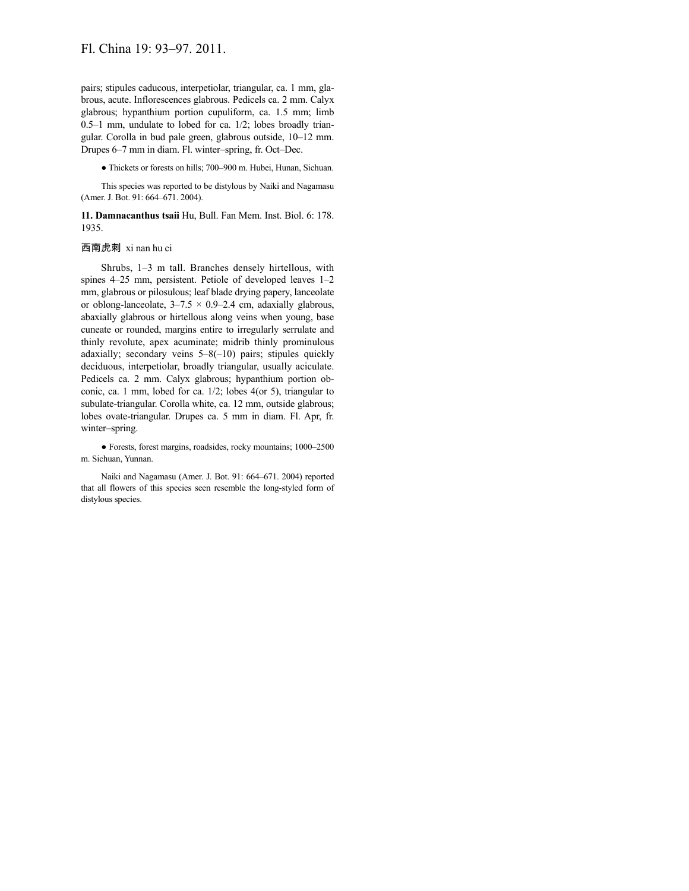pairs; stipules caducous, interpetiolar, triangular, ca. 1 mm, glabrous, acute. Inflorescences glabrous. Pedicels ca. 2 mm. Calyx glabrous; hypanthium portion cupuliform, ca. 1.5 mm; limb 0.5–1 mm, undulate to lobed for ca. 1/2; lobes broadly triangular. Corolla in bud pale green, glabrous outside, 10–12 mm. Drupes 6–7 mm in diam. Fl. winter–spring, fr. Oct–Dec.

● Thickets or forests on hills; 700–900 m. Hubei, Hunan, Sichuan.

This species was reported to be distylous by Naiki and Nagamasu (Amer. J. Bot. 91: 664–671. 2004).

**11. Damnacanthus tsaii** Hu, Bull. Fan Mem. Inst. Biol. 6: 178. 1935.

西南虎刺 xi nan hu ci

Shrubs, 1–3 m tall. Branches densely hirtellous, with spines 4–25 mm, persistent. Petiole of developed leaves 1–2 mm, glabrous or pilosulous; leaf blade drying papery, lanceolate or oblong-lanceolate, 3–7.5 × 0.9–2.4 cm, adaxially glabrous, abaxially glabrous or hirtellous along veins when young, base cuneate or rounded, margins entire to irregularly serrulate and thinly revolute, apex acuminate; midrib thinly prominulous adaxially; secondary veins 5–8(–10) pairs; stipules quickly deciduous, interpetiolar, broadly triangular, usually aciculate. Pedicels ca. 2 mm. Calyx glabrous; hypanthium portion obconic, ca. 1 mm, lobed for ca. 1/2; lobes 4(or 5), triangular to subulate-triangular. Corolla white, ca. 12 mm, outside glabrous; lobes ovate-triangular. Drupes ca. 5 mm in diam. Fl. Apr, fr. winter–spring.

● Forests, forest margins, roadsides, rocky mountains; 1000–2500 m. Sichuan, Yunnan.

Naiki and Nagamasu (Amer. J. Bot. 91: 664–671. 2004) reported that all flowers of this species seen resemble the long-styled form of distylous species.